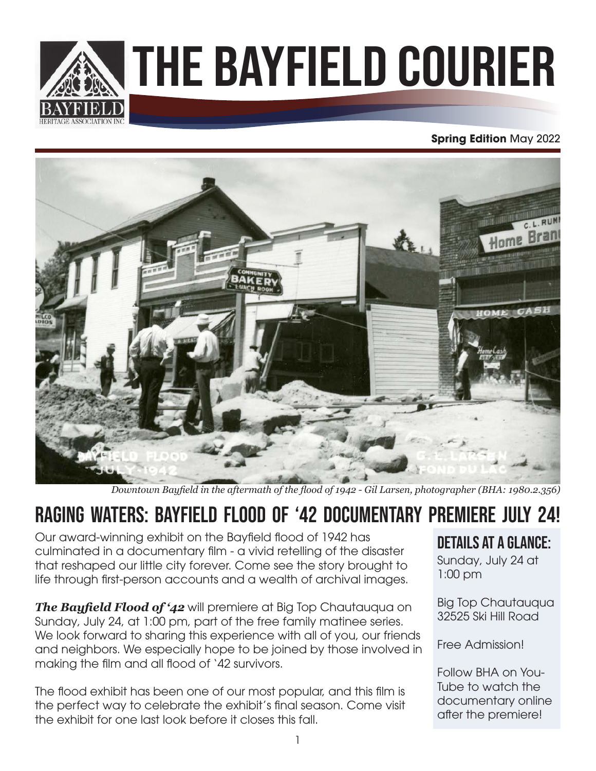# THE BAYFIELD COURIER

**Spring Edition** May 2022

*Downtown Bayfield in the aftermath of the flood of 1942 - Gil Larsen, photographer (BHA: 1980.2.356)*

## RAGING WATERS: BAYFIELD FLOOD OF '42 DOCUMENTARY PREMIERE JULY 24!

Our award-winning exhibit on the Bayfield flood of 1942 has culminated in a documentary film - a vivid retelling of the disaster that reshaped our little city forever. Come see the story brought to life through first-person accounts and a wealth of archival images.

***The Bayfield Flood of '42*** will premiere at Big Top Chautauqua on Sunday, July 24, at 1:00 pm, part of the free family matinee series. We look forward to sharing this experience with all of you, our friends and neighbors. We especially hope to be joined by those involved in making the film and all flood of '42 survivors.

The flood exhibit has been one of our most popular, and this film is the perfect way to celebrate the exhibit's final season. Come visit the exhibit for one last look before it closes this fall.

### DETAILS AT A GLANCE:

Sunday, July 24 at 1:00 pm

Big Top Chautauqua
32525 Ski Hill Road

Free Admission!

Follow BHA on YouTube to watch the documentary online after the premiere!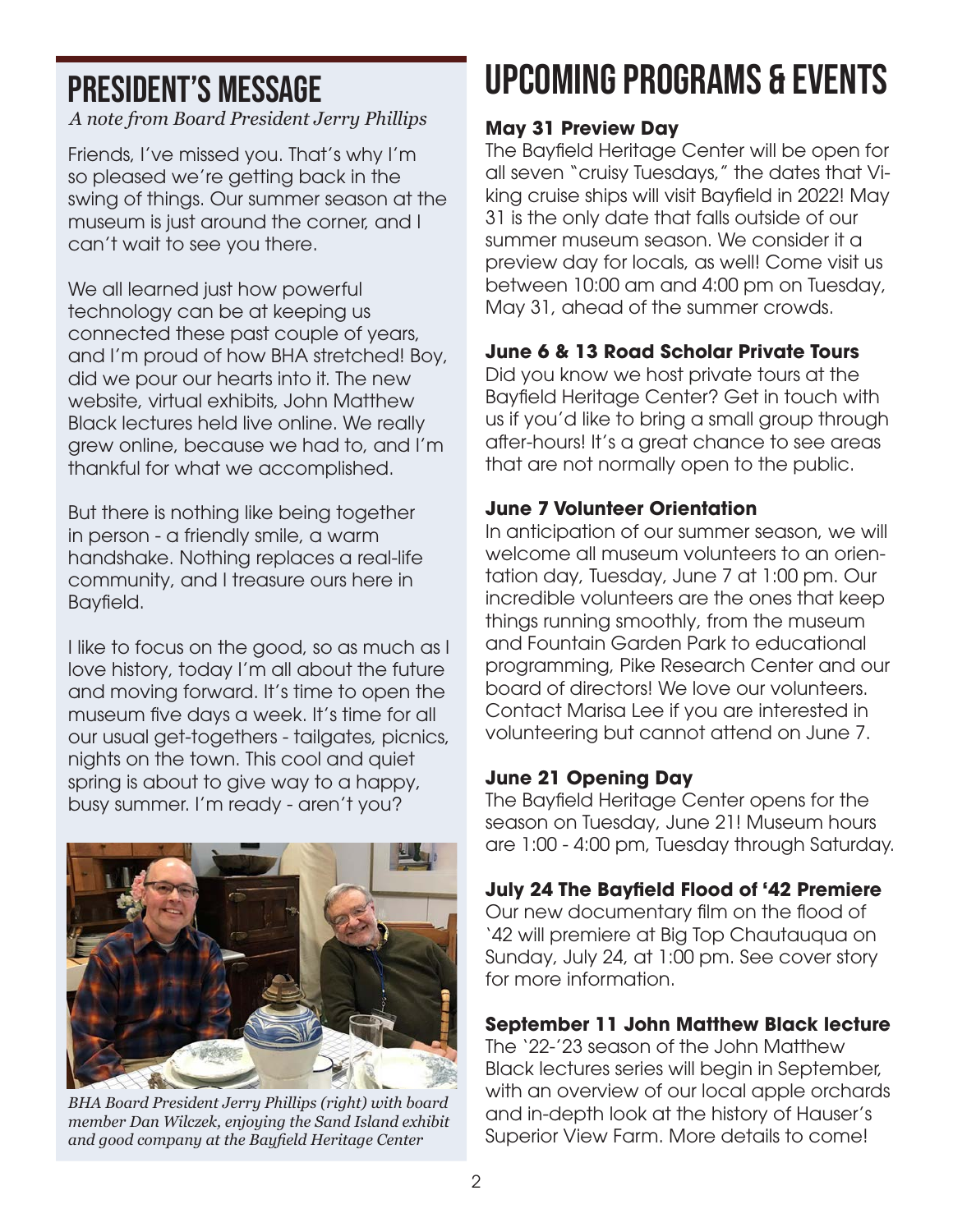## PRESIDENT'S MESSAGE

*A note from Board President Jerry Phillips*

Friends, I've missed you. That's why I'm so pleased we're getting back in the swing of things. Our summer season at the museum is just around the corner, and I can't wait to see you there.

We all learned just how powerful technology can be at keeping us connected these past couple of years, and I'm proud of how BHA stretched! Boy, did we pour our hearts into it. The new website, virtual exhibits, John Matthew Black lectures held live online. We really grew online, because we had to, and I'm thankful for what we accomplished.

But there is nothing like being together in person - a friendly smile, a warm handshake. Nothing replaces a real-life community, and I treasure ours here in Bayfield.

I like to focus on the good, so as much as I love history, today I'm all about the future and moving forward. It's time to open the museum five days a week. It's time for all our usual get-togethers - tailgates, picnics, nights on the town. This cool and quiet spring is about to give way to a happy, busy summer. I'm ready - aren't you?

*BHA Board President Jerry Phillips (right) with board member Dan Wilczek, enjoying the Sand Island exhibit and good company at the Bayfield Heritage Center*

## UPCOMING PROGRAMS & EVENTS

**May 31 Preview Day**

The Bayfield Heritage Center will be open for all seven "cruisy Tuesdays," the dates that Viking cruise ships will visit Bayfield in 2022! May 31 is the only date that falls outside of our summer museum season. We consider it a preview day for locals, as well! Come visit us between 10:00 am and 4:00 pm on Tuesday, May 31, ahead of the summer crowds.

**June 6 & 13 Road Scholar Private Tours**

Did you know we host private tours at the Bayfield Heritage Center? Get in touch with us if you'd like to bring a small group through after-hours! It's a great chance to see areas that are not normally open to the public.

**June 7 Volunteer Orientation**

In anticipation of our summer season, we will welcome all museum volunteers to an orientation day, Tuesday, June 7 at 1:00 pm. Our incredible volunteers are the ones that keep things running smoothly, from the museum and Fountain Garden Park to educational programming, Pike Research Center and our board of directors! We love our volunteers. Contact Marisa Lee if you are interested in volunteering but cannot attend on June 7.

**June 21 Opening Day**

The Bayfield Heritage Center opens for the season on Tuesday, June 21! Museum hours are 1:00 - 4:00 pm, Tuesday through Saturday.

**July 24 The Bayfield Flood of '42 Premiere**

Our new documentary film on the flood of '42 will premiere at Big Top Chautauqua on Sunday, July 24, at 1:00 pm. See cover story for more information.

**September 11 John Matthew Black lecture**

The '22-'23 season of the John Matthew Black lectures series will begin in September, with an overview of our local apple orchards and in-depth look at the history of Hauser's Superior View Farm. More details to come!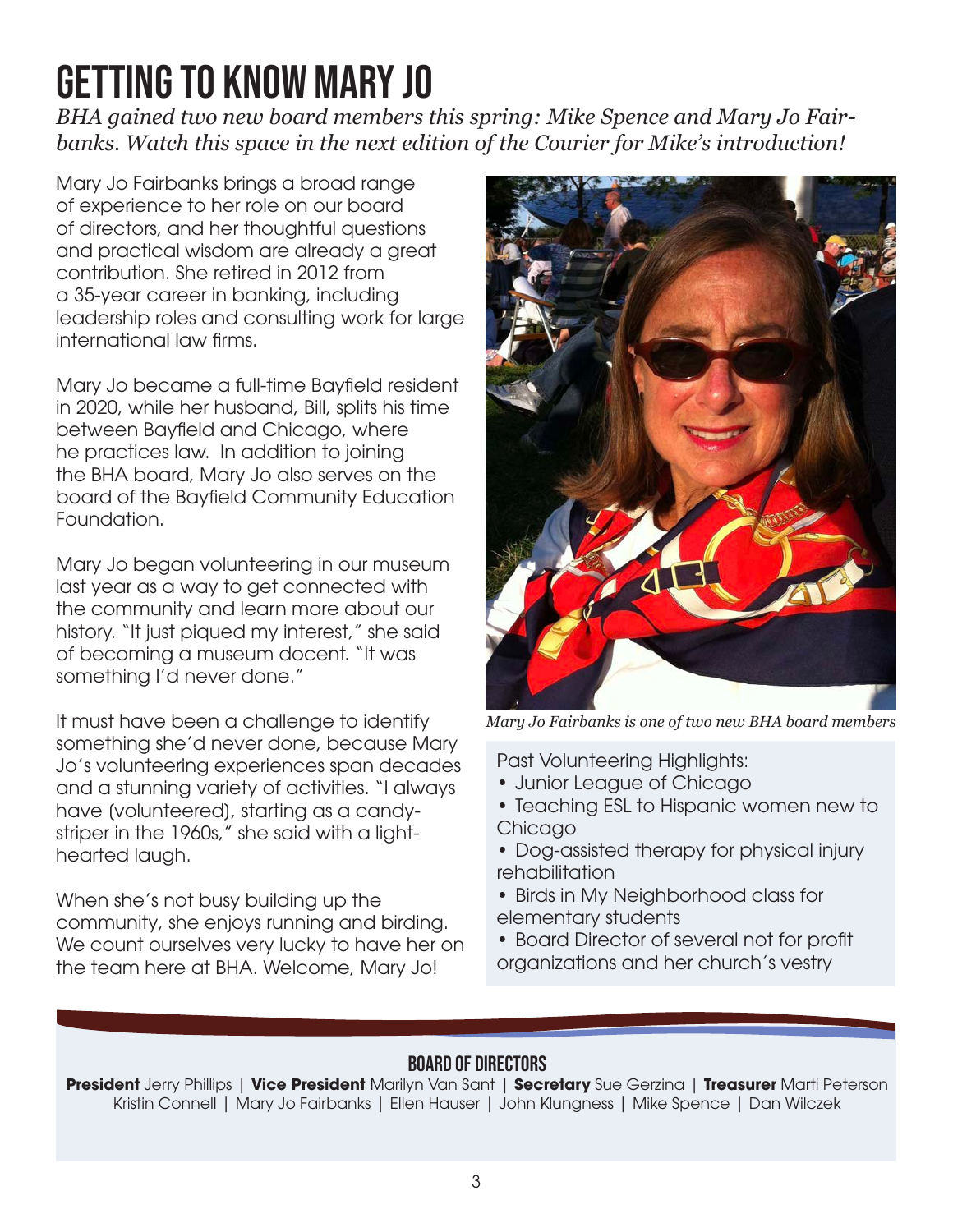# GETTING TO KNOW MARY JO

*BHA gained two new board members this spring: Mike Spence and Mary Jo Fairbanks. Watch this space in the next edition of the Courier for Mike's introduction!*

Mary Jo Fairbanks brings a broad range of experience to her role on our board of directors, and her thoughtful questions and practical wisdom are already a great contribution. She retired in 2012 from a 35-year career in banking, including leadership roles and consulting work for large international law firms.

Mary Jo became a full-time Bayfield resident in 2020, while her husband, Bill, splits his time between Bayfield and Chicago, where he practices law. In addition to joining the BHA board, Mary Jo also serves on the board of the Bayfield Community Education Foundation.

Mary Jo began volunteering in our museum last year as a way to get connected with the community and learn more about our history. "It just piqued my interest," she said of becoming a museum docent. "It was something I'd never done."

It must have been a challenge to identify something she'd never done, because Mary Jo's volunteering experiences span decades and a stunning variety of activities. "I always have (volunteered), starting as a candy-striper in the 1960s," she said with a light-hearted laugh.

When she's not busy building up the community, she enjoys running and birding. We count ourselves very lucky to have her on the team here at BHA. Welcome, Mary Jo!

*Mary Jo Fairbanks is one of two new BHA board members*

Past Volunteering Highlights:

- Junior League of Chicago
- Teaching ESL to Hispanic women new to Chicago
- Dog-assisted therapy for physical injury rehabilitation
- Birds in My Neighborhood class for elementary students
- Board Director of several not for profit organizations and her church's vestry

## BOARD OF DIRECTORS

**President** Jerry Phillips | **Vice President** Marilyn Van Sant | **Secretary** Sue Gerzina | **Treasurer** Marti Peterson
Kristin Connell | Mary Jo Fairbanks | Ellen Hauser | John Klungness | Mike Spence | Dan Wilczek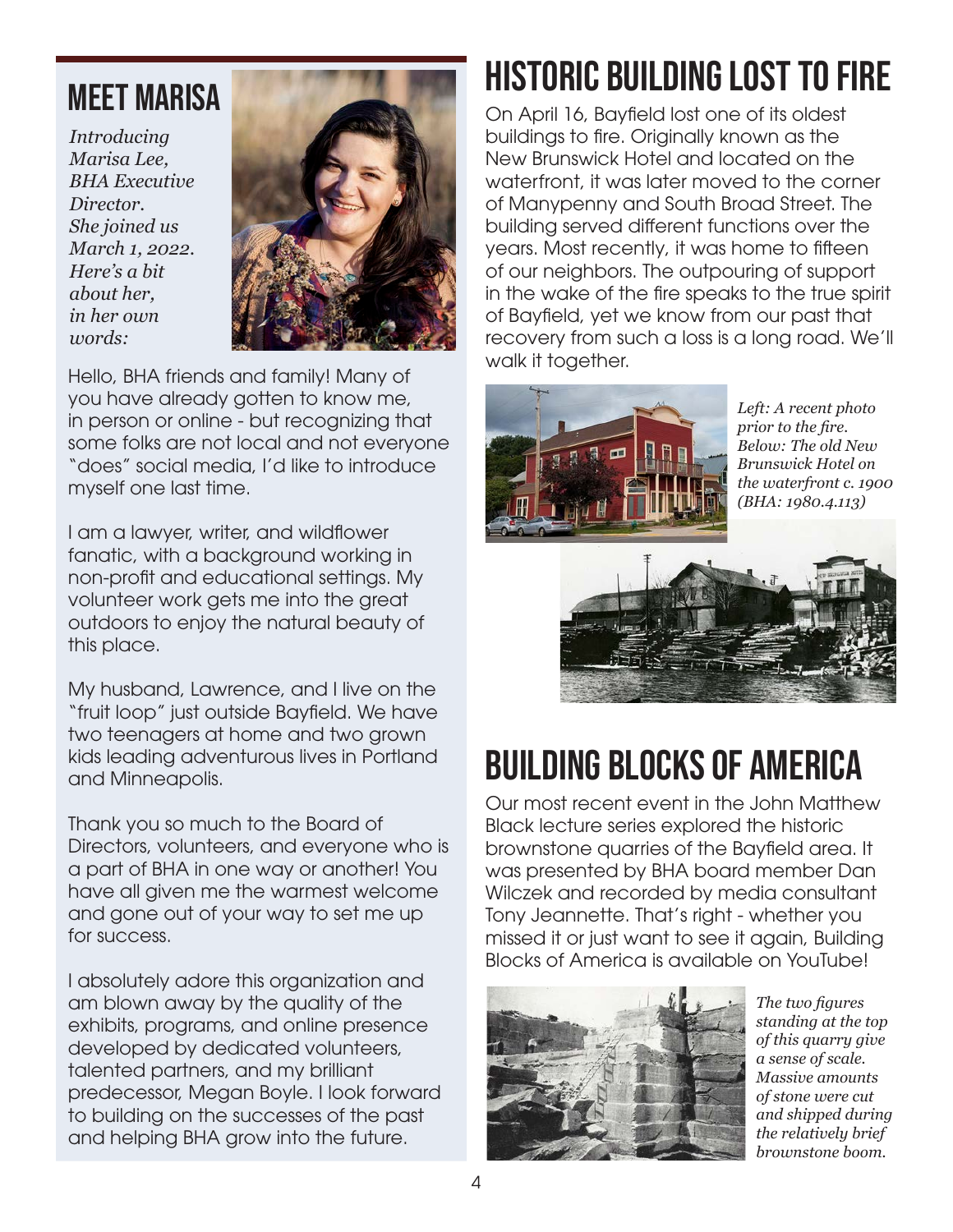## MEET MARISA

*Introducing Marisa Lee, BHA Executive Director. She joined us March 1, 2022. Here's a bit about her, in her own words:*

Hello, BHA friends and family! Many of you have already gotten to know me, in person or online - but recognizing that some folks are not local and not everyone "does" social media, I'd like to introduce myself one last time.

I am a lawyer, writer, and wildflower fanatic, with a background working in non-profit and educational settings. My volunteer work gets me into the great outdoors to enjoy the natural beauty of this place.

My husband, Lawrence, and I live on the "fruit loop" just outside Bayfield. We have two teenagers at home and two grown kids leading adventurous lives in Portland and Minneapolis.

Thank you so much to the Board of Directors, volunteers, and everyone who is a part of BHA in one way or another! You have all given me the warmest welcome and gone out of your way to set me up for success.

I absolutely adore this organization and am blown away by the quality of the exhibits, programs, and online presence developed by dedicated volunteers, talented partners, and my brilliant predecessor, Megan Boyle. I look forward to building on the successes of the past and helping BHA grow into the future.

## HISTORIC BUILDING LOST TO FIRE

On April 16, Bayfield lost one of its oldest buildings to fire. Originally known as the New Brunswick Hotel and located on the waterfront, it was later moved to the corner of Manypenny and South Broad Street. The building served different functions over the years. Most recently, it was home to fifteen of our neighbors. The outpouring of support in the wake of the fire speaks to the true spirit of Bayfield, yet we know from our past that recovery from such a loss is a long road. We'll walk it together.

*Left: A recent photo prior to the fire. Below: The old New Brunswick Hotel on the waterfront c. 1900 (BHA: 1980.4.113)*

## BUILDING BLOCKS OF AMERICA

Our most recent event in the John Matthew Black lecture series explored the historic brownstone quarries of the Bayfield area. It was presented by BHA board member Dan Wilczek and recorded by media consultant Tony Jeannette. That's right - whether you missed it or just want to see it again, Building Blocks of America is available on YouTube!

*The two figures standing at the top of this quarry give a sense of scale. Massive amounts of stone were cut and shipped during the relatively brief brownstone boom.*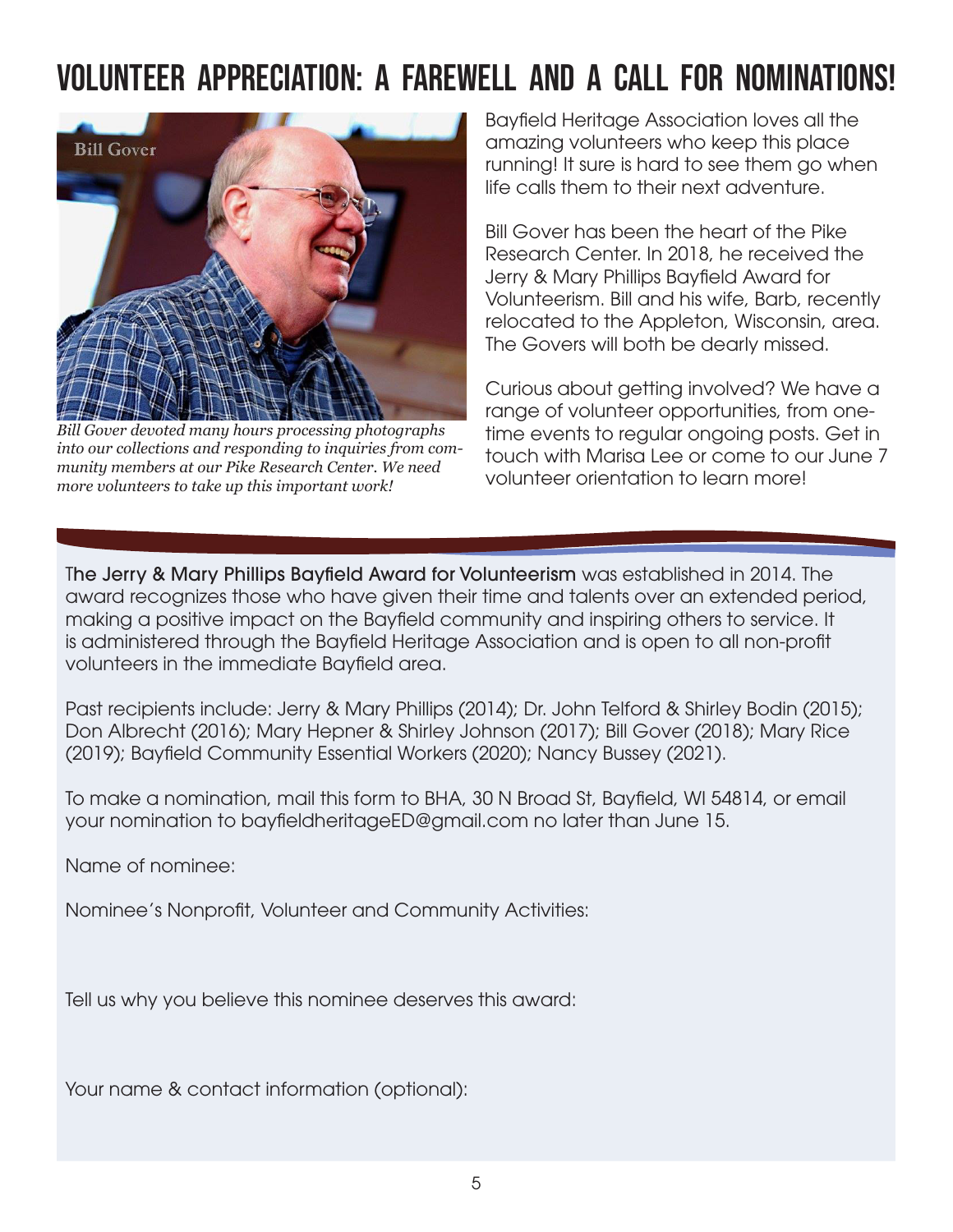# VOLUNTEER APPRECIATION: A FAREWELL AND A CALL FOR NOMINATIONS!

*Bill Gover devoted many hours processing photographs into our collections and responding to inquiries from community members at our Pike Research Center. We need more volunteers to take up this important work!*

Bayfield Heritage Association loves all the amazing volunteers who keep this place running! It sure is hard to see them go when life calls them to their next adventure.

Bill Gover has been the heart of the Pike Research Center. In 2018, he received the Jerry & Mary Phillips Bayfield Award for Volunteerism. Bill and his wife, Barb, recently relocated to the Appleton, Wisconsin, area. The Govers will both be dearly missed.

Curious about getting involved? We have a range of volunteer opportunities, from one-time events to regular ongoing posts. Get in touch with Marisa Lee or come to our June 7 volunteer orientation to learn more!

---

**The Jerry & Mary Phillips Bayfield Award for Volunteerism** was established in 2014. The award recognizes those who have given their time and talents over an extended period, making a positive impact on the Bayfield community and inspiring others to service. It is administered through the Bayfield Heritage Association and is open to all non-profit volunteers in the immediate Bayfield area.

Past recipients include: Jerry & Mary Phillips (2014); Dr. John Telford & Shirley Bodin (2015); Don Albrecht (2016); Mary Hepner & Shirley Johnson (2017); Bill Gover (2018); Mary Rice (2019); Bayfield Community Essential Workers (2020); Nancy Bussey (2021).

To make a nomination, mail this form to BHA, 30 N Broad St, Bayfield, WI 54814, or email your nomination to bayfieldheritageED@gmail.com no later than June 15.

Name of nominee:

Nominee's Nonprofit, Volunteer and Community Activities:

Tell us why you believe this nominee deserves this award:

Your name & contact information (optional):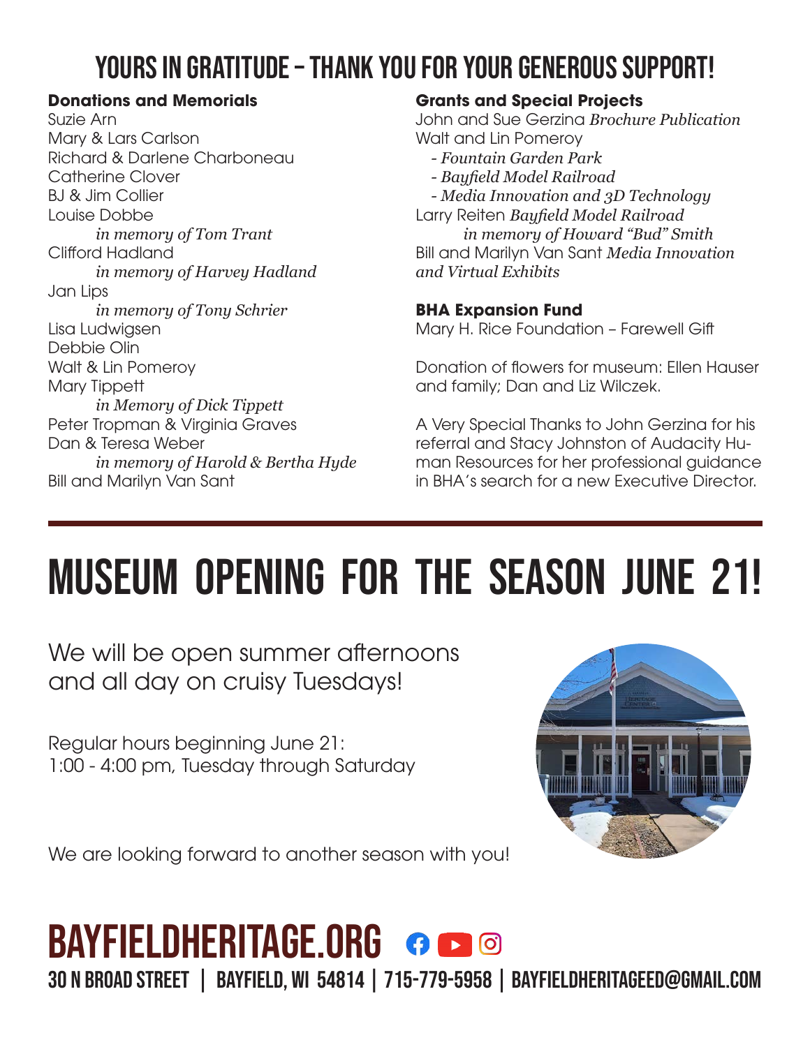# YOURS IN GRATITUDE – THANK YOU FOR YOUR GENEROUS SUPPORT!

**Donations and Memorials**

Suzie Arn
Mary & Lars Carlson
Richard & Darlene Charboneau
Catherine Clover
BJ & Jim Collier
Louise Dobbe
*in memory of Tom Trant*
Clifford Hadland
*in memory of Harvey Hadland*
Jan Lips
*in memory of Tony Schrier*
Lisa Ludwigsen
Debbie Olin
Walt & Lin Pomeroy
Mary Tippett
*in Memory of Dick Tippett*
Peter Tropman & Virginia Graves
Dan & Teresa Weber
*in memory of Harold & Bertha Hyde*
Bill and Marilyn Van Sant

**Grants and Special Projects**

John and Sue Gerzina *Brochure Publication*
Walt and Lin Pomeroy
- *Fountain Garden Park*
- *Bayfield Model Railroad*
- *Media Innovation and 3D Technology*

Larry Reiten *Bayfield Model Railroad*
*in memory of Howard "Bud" Smith*
Bill and Marilyn Van Sant *Media Innovation and Virtual Exhibits*

**BHA Expansion Fund**

Mary H. Rice Foundation – Farewell Gift

Donation of flowers for museum: Ellen Hauser and family; Dan and Liz Wilczek.

A Very Special Thanks to John Gerzina for his referral and Stacy Johnston of Audacity Human Resources for her professional guidance in BHA's search for a new Executive Director.

# MUSEUM OPENING FOR THE SEASON JUNE 21!

We will be open summer afternoons and all day on cruisy Tuesdays!

Regular hours beginning June 21:
1:00 - 4:00 pm, Tuesday through Saturday

We are looking forward to another season with you!

## BAYFIELDHERITAGE.ORG

30 N BROAD STREET | BAYFIELD, WI 54814 | 715-779-5958 | BAYFIELDHERITAGEED@GMAIL.COM